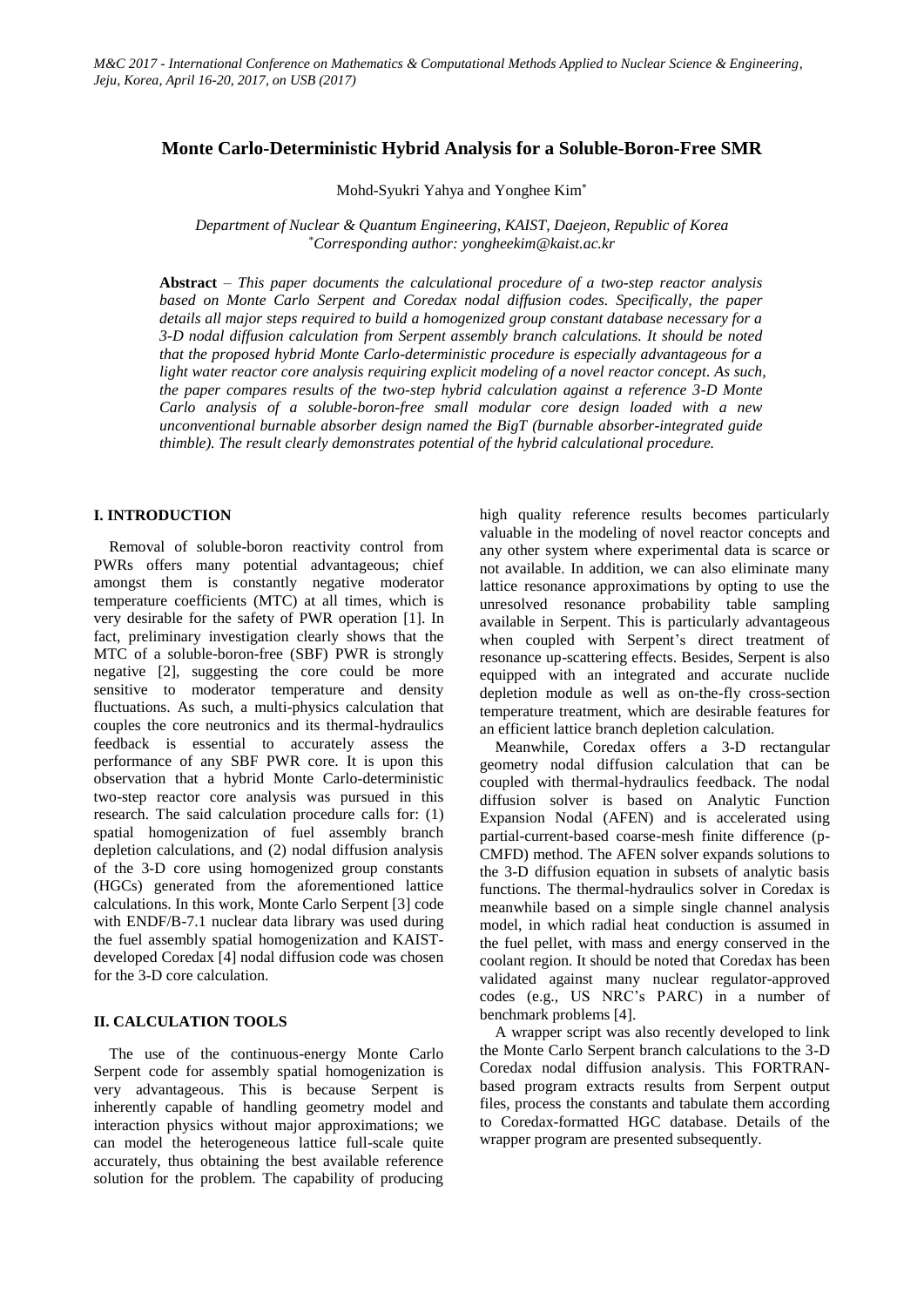# Monte Carlo-Deterministic Hybrid Analysis for a Soluble-Boron-Free SMR

Mohd-Syukri Yahya and Yonghee Kim[*]

*Department of Nuclear & Quantum Engineering, KAIST, Daejeon, Republic of Korea*
*[*]Corresponding author: yongheekim@kaist.ac.kr*

**Abstract** – *This paper documents the calculational procedure of a two-step reactor analysis based on Monte Carlo Serpent and Coredax nodal diffusion codes. Specifically, the paper details all major steps required to build a homogenized group constant database necessary for a 3-D nodal diffusion calculation from Serpent assembly branch calculations. It should be noted that the proposed hybrid Monte Carlo-deterministic procedure is especially advantageous for a light water reactor core analysis requiring explicit modeling of a novel reactor concept. As such, the paper compares results of the two-step hybrid calculation against a reference 3-D Monte Carlo analysis of a soluble-boron-free small modular core design loaded with a new unconventional burnable absorber design named the BigT (burnable absorber-integrated guide thimble). The result clearly demonstrates potential of the hybrid calculational procedure.*

## I. INTRODUCTION

Removal of soluble-boron reactivity control from PWRs offers many potential advantageous; chief amongst them is constantly negative moderator temperature coefficients (MTC) at all times, which is very desirable for the safety of PWR operation [1]. In fact, preliminary investigation clearly shows that the MTC of a soluble-boron-free (SBF) PWR is strongly negative [2], suggesting the core could be more sensitive to moderator temperature and density fluctuations. As such, a multi-physics calculation that couples the core neutronics and its thermal-hydraulics feedback is essential to accurately assess the performance of any SBF PWR core. It is upon this observation that a hybrid Monte Carlo-deterministic two-step reactor core analysis was pursued in this research. The said calculation procedure calls for: (1) spatial homogenization of fuel assembly branch depletion calculations, and (2) nodal diffusion analysis of the 3-D core using homogenized group constants (HGCs) generated from the aforementioned lattice calculations. In this work, Monte Carlo Serpent [3] code with ENDF/B-7.1 nuclear data library was used during the fuel assembly spatial homogenization and KAIST-developed Coredax [4] nodal diffusion code was chosen for the 3-D core calculation.

## II. CALCULATION TOOLS

The use of the continuous-energy Monte Carlo Serpent code for assembly spatial homogenization is very advantageous. This is because Serpent is inherently capable of handling geometry model and interaction physics without major approximations; we can model the heterogeneous lattice full-scale quite accurately, thus obtaining the best available reference solution for the problem. The capability of producing high quality reference results becomes particularly valuable in the modeling of novel reactor concepts and any other system where experimental data is scarce or not available. In addition, we can also eliminate many lattice resonance approximations by opting to use the unresolved resonance probability table sampling available in Serpent. This is particularly advantageous when coupled with Serpent's direct treatment of resonance up-scattering effects. Besides, Serpent is also equipped with an integrated and accurate nuclide depletion module as well as on-the-fly cross-section temperature treatment, which are desirable features for an efficient lattice branch depletion calculation.

Meanwhile, Coredax offers a 3-D rectangular geometry nodal diffusion calculation that can be coupled with thermal-hydraulics feedback. The nodal diffusion solver is based on Analytic Function Expansion Nodal (AFEN) and is accelerated using partial-current-based coarse-mesh finite difference (p-CMFD) method. The AFEN solver expands solutions to the 3-D diffusion equation in subsets of analytic basis functions. The thermal-hydraulics solver in Coredax is meanwhile based on a simple single channel analysis model, in which radial heat conduction is assumed in the fuel pellet, with mass and energy conserved in the coolant region. It should be noted that Coredax has been validated against many nuclear regulator-approved codes (e.g., US NRC's PARC) in a number of benchmark problems [4].

A wrapper script was also recently developed to link the Monte Carlo Serpent branch calculations to the 3-D Coredax nodal diffusion analysis. This FORTRAN-based program extracts results from Serpent output files, process the constants and tabulate them according to Coredax-formatted HGC database. Details of the wrapper program are presented subsequently.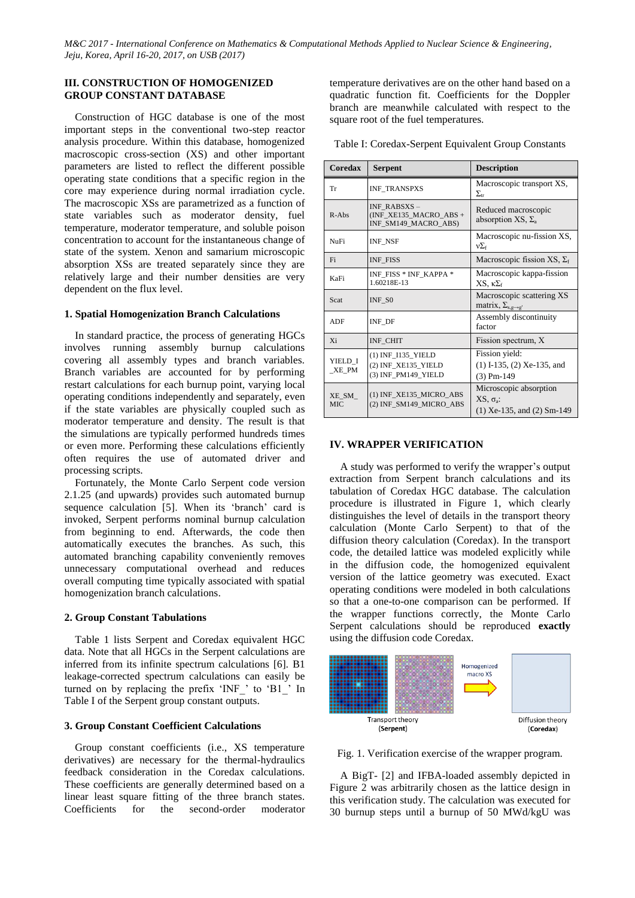## III. CONSTRUCTION OF HOMOGENIZED GROUP CONSTANT DATABASE

Construction of HGC database is one of the most important steps in the conventional two-step reactor analysis procedure. Within this database, homogenized macroscopic cross-section (XS) and other important parameters are listed to reflect the different possible operating state conditions that a specific region in the core may experience during normal irradiation cycle. The macroscopic XSs are parametrized as a function of state variables such as moderator density, fuel temperature, moderator temperature, and soluble poison concentration to account for the instantaneous change of state of the system. Xenon and samarium microscopic absorption XSs are treated separately since they are relatively large and their number densities are very dependent on the flux level.

### 1. Spatial Homogenization Branch Calculations

In standard practice, the process of generating HGCs involves running assembly burnup calculations covering all assembly types and branch variables. Branch variables are accounted for by performing restart calculations for each burnup point, varying local operating conditions independently and separately, even if the state variables are physically coupled such as moderator temperature and density. The result is that the simulations are typically performed hundreds times or even more. Performing these calculations efficiently often requires the use of automated driver and processing scripts.

Fortunately, the Monte Carlo Serpent code version 2.1.25 (and upwards) provides such automated burnup sequence calculation [5]. When its 'branch' card is invoked, Serpent performs nominal burnup calculation from beginning to end. Afterwards, the code then automatically executes the branches. As such, this automated branching capability conveniently removes unnecessary computational overhead and reduces overall computing time typically associated with spatial homogenization branch calculations.

### 2. Group Constant Tabulations

Table 1 lists Serpent and Coredax equivalent HGC data. Note that all HGCs in the Serpent calculations are inferred from its infinite spectrum calculations [6]. B1 leakage-corrected spectrum calculations can easily be turned on by replacing the prefix 'INF_' to 'B1_' In Table I of the Serpent group constant outputs.

### 3. Group Constant Coefficient Calculations

Group constant coefficients (i.e., XS temperature derivatives) are necessary for the thermal-hydraulics feedback consideration in the Coredax calculations. These coefficients are generally determined based on a linear least square fitting of the three branch states. Coefficients for the second-order moderator temperature derivatives are on the other hand based on a quadratic function fit. Coefficients for the Doppler branch are meanwhile calculated with respect to the square root of the fuel temperatures.

Table I: Coredax-Serpent Equivalent Group Constants

| Coredax | Serpent | Description |
|---|---|---|
| Tr | INF_TRANSPXS | Macroscopic transport XS, $\Sigma_{tr}$ |
| R-Abs | INF_RABSXS – (INF_XE135_MACRO_ABS + INF_SM149_MACRO_ABS) | Reduced macroscopic absorption XS, $\Sigma_a$ |
| NuFi | INF_NSF | Macroscopic nu-fission XS, $\nu\Sigma_f$ |
| Fi | INF_FISS | Macroscopic fission XS, $\Sigma_f$ |
| KaFi | INF_FISS * INF_KAPPA * 1.60218E-13 | Macroscopic kappa-fission XS, $\kappa\Sigma_f$ |
| Scat | INF_S0 | Macroscopic scattering XS matrix, $\Sigma_{s,g\rightarrow g'}$ |
| ADF | INF_DF | Assembly discontinuity factor |
| Xi | INF_CHIT | Fission spectrum, Χ |
| YIELD_I_XE_PM | (1) INF_I135_YIELD (2) INF_XE135_YIELD (3) INF_PM149_YIELD | Fission yield: (1) I-135, (2) Xe-135, and (3) Pm-149 |
| XE_SM_MIC | (1) INF_XE135_MICRO_ABS (2) INF_SM149_MICRO_ABS | Microscopic absorption XS, $\sigma_a$: (1) Xe-135, and (2) Sm-149 |

## IV. WRAPPER VERIFICATION

A study was performed to verify the wrapper's output extraction from Serpent branch calculations and its tabulation of Coredax HGC database. The calculation procedure is illustrated in Figure 1, which clearly distinguishes the level of details in the transport theory calculation (Monte Carlo Serpent) to that of the diffusion theory calculation (Coredax). In the transport code, the detailed lattice was modeled explicitly while in the diffusion code, the homogenized equivalent version of the lattice geometry was executed. Exact operating conditions were modeled in both calculations so that a one-to-one comparison can be performed. If the wrapper functions correctly, the Monte Carlo Serpent calculations should be reproduced **exactly** using the diffusion code Coredax.

Homogenized macro XS

Transport theory (Serpent)

Diffusion theory (Coredax)

Fig. 1. Verification exercise of the wrapper program.

A BigT- [2] and IFBA-loaded assembly depicted in Figure 2 was arbitrarily chosen as the lattice design in this verification study. The calculation was executed for 30 burnup steps until a burnup of 50 MWd/kgU was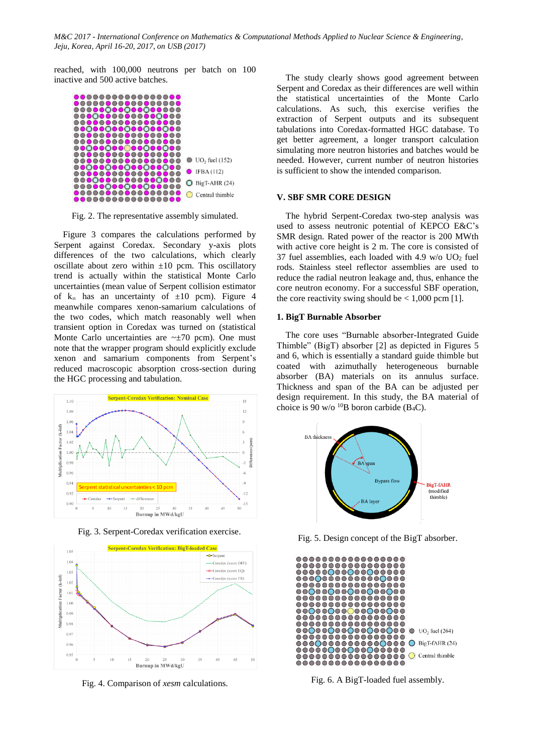reached, with 100,000 neutrons per batch on 100 inactive and 500 active batches.

UO$_2$ fuel (152)
IFBA (112)
BigT-AHR (24)
Central thimble

Fig. 2. The representative assembly simulated.

Figure 3 compares the calculations performed by Serpent against Coredax. Secondary y-axis plots differences of the two calculations, which clearly oscillate about zero within ±10 pcm. This oscillatory trend is actually within the statistical Monte Carlo uncertainties (mean value of Serpent collision estimator of $k_\infty$ has an uncertainty of ±10 pcm). Figure 4 meanwhile compares xenon-samarium calculations of the two codes, which match reasonably well when transient option in Coredax was turned on (statistical Monte Carlo uncertainties are ~±70 pcm). One must note that the wrapper program should explicitly exclude xenon and samarium components from Serpent's reduced macroscopic absorption cross-section during the HGC processing and tabulation.

Serpent-Coredax Verification: Nominal Case
Serpent statistical uncertainties < 10 pcm
Coredax, Serpent, differences
Multiplication Factor (k-inf)
Differences (pcm)
Burnup in MWd/kgU

Fig. 3. Serpent-Coredax verification exercise.

Serpent-Coredax Verification: BigT-loaded Case
Serpent
Coredax (xesm OFF)
Coredax (xesm EQ)
Coredax (xesm TR)
Multiplication Factor (k-inf)
Burnup in MWd/kgU

Fig. 4. Comparison of *xesm* calculations.

The study clearly shows good agreement between Serpent and Coredax as their differences are well within the statistical uncertainties of the Monte Carlo calculations. As such, this exercise verifies the extraction of Serpent outputs and its subsequent tabulations into Coredax-formatted HGC database. To get better agreement, a longer transport calculation simulating more neutron histories and batches would be needed. However, current number of neutron histories is sufficient to show the intended comparison.

## V. SBF SMR CORE DESIGN

The hybrid Serpent-Coredax two-step analysis was used to assess neutronic potential of KEPCO E&C's SMR design. Rated power of the reactor is 200 MWth with active core height is 2 m. The core is consisted of 37 fuel assemblies, each loaded with 4.9 w/o UO$_2$ fuel rods. Stainless steel reflector assemblies are used to reduce the radial neutron leakage and, thus, enhance the core neutron economy. For a successful SBF operation, the core reactivity swing should be < 1,000 pcm [1].

### 1. BigT Burnable Absorber

The core uses "Burnable absorber-Integrated Guide Thimble" (BigT) absorber [2] as depicted in Figures 5 and 6, which is essentially a standard guide thimble but coated with azimuthally heterogeneous burnable absorber (BA) materials on its annulus surface. Thickness and span of the BA can be adjusted per design requirement. In this study, the BA material of choice is 90 w/o $^{10}$B boron carbide ($B_4C$).

BA thickness
BA span
Bypass flow
BA layer
BigT-fAHR (modified thimble)

Fig. 5. Design concept of the BigT absorber.

UO$_2$ fuel (264)
BigT-fAHR (24)
Central thimble

Fig. 6. A BigT-loaded fuel assembly.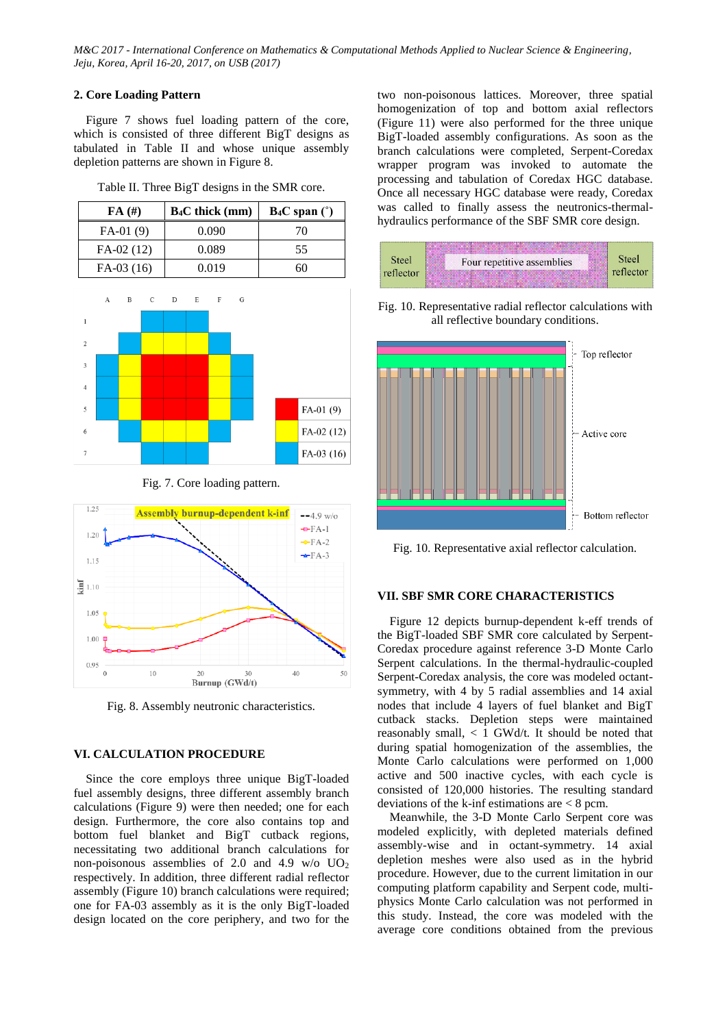## 2. Core Loading Pattern

Figure 7 shows fuel loading pattern of the core, which is consisted of three different BigT designs as tabulated in Table II and whose unique assembly depletion patterns are shown in Figure 8.

Table II. Three BigT designs in the SMR core.

| FA (#) | $B_4C$ thick (mm) | $B_4C$ span (°) |
|---|---|---|
| FA-01 (9) | 0.090 | 70 |
| FA-02 (12) | 0.089 | 55 |
| FA-03 (16) | 0.019 | 60 |

A B C D E F G
1 2 3 4 5 6 7
FA-01 (9)
FA-02 (12)
FA-03 (16)

Fig. 7. Core loading pattern.

Assembly burnup-dependent k-inf
4.9 w/o
FA-1
FA-2
FA-3
kinf
Burnup (GWd/t)
1.25 1.20 1.15 1.10 1.05 1.00 0.95
0 10 20 30 40 50

Fig. 8. Assembly neutronic characteristics.

## VI. CALCULATION PROCEDURE

Since the core employs three unique BigT-loaded fuel assembly designs, three different assembly branch calculations (Figure 9) were then needed; one for each design. Furthermore, the core also contains top and bottom fuel blanket and BigT cutback regions, necessitating two additional branch calculations for non-poisonous assemblies of 2.0 and 4.9 w/o $UO_2$ respectively. In addition, three different radial reflector assembly (Figure 10) branch calculations were required; one for FA-03 assembly as it is the only BigT-loaded design located on the core periphery, and two for the two non-poisonous lattices. Moreover, three spatial homogenization of top and bottom axial reflectors (Figure 11) were also performed for the three unique BigT-loaded assembly configurations. As soon as the branch calculations were completed, Serpent-Coredax wrapper program was invoked to automate the processing and tabulation of Coredax HGC database. Once all necessary HGC database were ready, Coredax was called to finally assess the neutronics-thermal-hydraulics performance of the SBF SMR core design.

Steel reflector
Four repetitive assemblies
Steel reflector

Fig. 10. Representative radial reflector calculations with all reflective boundary conditions.

Top reflector
Active core
Bottom reflector

Fig. 10. Representative axial reflector calculation.

## VII. SBF SMR CORE CHARACTERISTICS

Figure 12 depicts burnup-dependent k-eff trends of the BigT-loaded SBF SMR core calculated by Serpent-Coredax procedure against reference 3-D Monte Carlo Serpent calculations. In the thermal-hydraulic-coupled Serpent-Coredax analysis, the core was modeled octant-symmetry, with 4 by 5 radial assemblies and 14 axial nodes that include 4 layers of fuel blanket and BigT cutback stacks. Depletion steps were maintained reasonably small, < 1 GWd/t. It should be noted that during spatial homogenization of the assemblies, the Monte Carlo calculations were performed on 1,000 active and 500 inactive cycles, with each cycle is consisted of 120,000 histories. The resulting standard deviations of the k-inf estimations are < 8 pcm.

Meanwhile, the 3-D Monte Carlo Serpent core was modeled explicitly, with depleted materials defined assembly-wise and in octant-symmetry. 14 axial depletion meshes were also used as in the hybrid procedure. However, due to the current limitation in our computing platform capability and Serpent code, multi-physics Monte Carlo calculation was not performed in this study. Instead, the core was modeled with the average core conditions obtained from the previous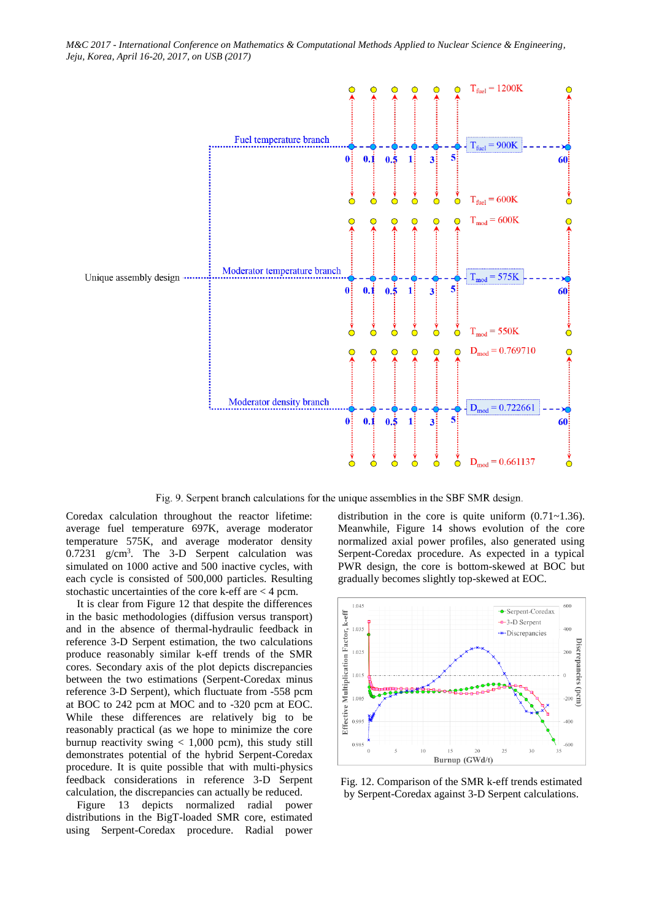Unique assembly design

Fuel temperature branch

$T_{fuel}$ = 1200K

$T_{fuel}$ = 900K

$T_{fuel}$ = 600K

0 0.1 0.5 1 3 5 60

Moderator temperature branch

$T_{mod}$ = 600K

$T_{mod}$ = 575K

$T_{mod}$ = 550K

0 0.1 0.5 1 3 5 60

Moderator density branch

$D_{mod}$ = 0.769710

$D_{mod}$ = 0.722661

$D_{mod}$ = 0.661137

0 0.1 0.5 1 3 5 60

Fig. 9. Serpent branch calculations for the unique assemblies in the SBF SMR design.

Coredax calculation throughout the reactor lifetime: average fuel temperature 697K, average moderator temperature 575K, and average moderator density 0.7231 g/cm$^3$. The 3-D Serpent calculation was simulated on 1000 active and 500 inactive cycles, with each cycle is consisted of 500,000 particles. Resulting stochastic uncertainties of the core k-eff are < 4 pcm.

It is clear from Figure 12 that despite the differences in the basic methodologies (diffusion versus transport) and in the absence of thermal-hydraulic feedback in reference 3-D Serpent estimation, the two calculations produce reasonably similar k-eff trends of the SMR cores. Secondary axis of the plot depicts discrepancies between the two estimations (Serpent-Coredax minus reference 3-D Serpent), which fluctuate from -558 pcm at BOC to 242 pcm at MOC and to -320 pcm at EOC. While these differences are relatively big to be reasonably practical (as we hope to minimize the core burnup reactivity swing < 1,000 pcm), this study still demonstrates potential of the hybrid Serpent-Coredax procedure. It is quite possible that with multi-physics feedback considerations in reference 3-D Serpent calculation, the discrepancies can actually be reduced.

Figure 13 depicts normalized radial power distributions in the BigT-loaded SMR core, estimated using Serpent-Coredax procedure. Radial power distribution in the core is quite uniform (0.71~1.36). Meanwhile, Figure 14 shows evolution of the core normalized axial power profiles, also generated using Serpent-Coredax procedure. As expected in a typical PWR design, the core is bottom-skewed at BOC but gradually becomes slightly top-skewed at EOC.

Effective Multiplication Factor, k-eff

Discrepancies (pcm)

Burnup (GWd/t)

Serpent-Coredax

3-D Serpent

Discrepancies

1.045
1.035
1.025
1.015
1.005
0.995
0.985

600
400
200
0
-200
-400
-600

0 5 10 15 20 25 30 35

Fig. 12. Comparison of the SMR k-eff trends estimated by Serpent-Coredax against 3-D Serpent calculations.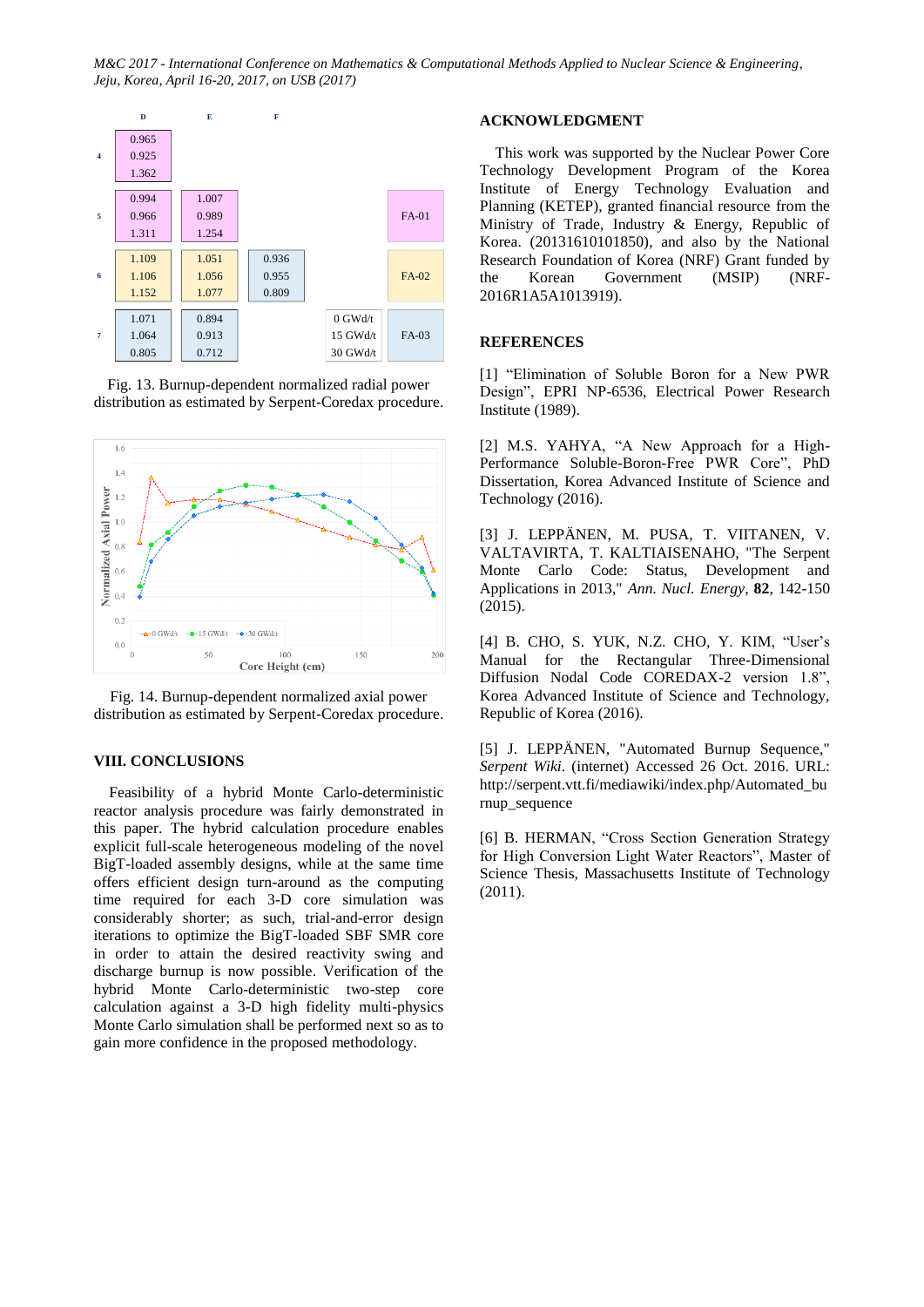D E F

4
0.965
0.925
1.362

5
0.994
0.966
1.311
1.007
0.989
1.254
FA-01

6
1.109
1.106
1.152
1.051
1.056
1.077
0.936
0.955
0.809
FA-02

7
1.071
1.064
0.805
0.894
0.913
0.712
0 GWd/t
15 GWd/t
30 GWd/t
FA-03

Fig. 13. Burnup-dependent normalized radial power distribution as estimated by Serpent-Coredax procedure.

Normalized Axial Power
1.6
1.4
1.2
1.0
0.8
0.6
0.4
0.2
0.0
0 50 100 150 200
Core Height (cm)
0 GWd/t
15 GWd/t
30 GWd/t

Fig. 14. Burnup-dependent normalized axial power distribution as estimated by Serpent-Coredax procedure.

## VIII. CONCLUSIONS

Feasibility of a hybrid Monte Carlo-deterministic reactor analysis procedure was fairly demonstrated in this paper. The hybrid calculation procedure enables explicit full-scale heterogeneous modeling of the novel BigT-loaded assembly designs, while at the same time offers efficient design turn-around as the computing time required for each 3-D core simulation was considerably shorter; as such, trial-and-error design iterations to optimize the BigT-loaded SBF SMR core in order to attain the desired reactivity swing and discharge burnup is now possible. Verification of the hybrid Monte Carlo-deterministic two-step core calculation against a 3-D high fidelity multi-physics Monte Carlo simulation shall be performed next so as to gain more confidence in the proposed methodology.

## ACKNOWLEDGMENT

This work was supported by the Nuclear Power Core Technology Development Program of the Korea Institute of Energy Technology Evaluation and Planning (KETEP), granted financial resource from the Ministry of Trade, Industry & Energy, Republic of Korea. (20131610101850), and also by the National Research Foundation of Korea (NRF) Grant funded by the Korean Government (MSIP) (NRF-2016R1A5A1013919).

## REFERENCES

[1] "Elimination of Soluble Boron for a New PWR Design", EPRI NP-6536, Electrical Power Research Institute (1989).

[2] M.S. YAHYA, "A New Approach for a High-Performance Soluble-Boron-Free PWR Core", PhD Dissertation, Korea Advanced Institute of Science and Technology (2016).

[3] J. LEPPÄNEN, M. PUSA, T. VIITANEN, V. VALTAVIRTA, T. KALTIAISENAHO, "The Serpent Monte Carlo Code: Status, Development and Applications in 2013," *Ann. Nucl. Energy*, **82**, 142-150 (2015).

[4] B. CHO, S. YUK, N.Z. CHO, Y. KIM, "User's Manual for the Rectangular Three-Dimensional Diffusion Nodal Code COREDAX-2 version 1.8", Korea Advanced Institute of Science and Technology, Republic of Korea (2016).

[5] J. LEPPÄNEN, "Automated Burnup Sequence," *Serpent Wiki*. (internet) Accessed 26 Oct. 2016. URL: http://serpent.vtt.fi/mediawiki/index.php/Automated_burnup_sequence

[6] B. HERMAN, "Cross Section Generation Strategy for High Conversion Light Water Reactors", Master of Science Thesis, Massachusetts Institute of Technology (2011).